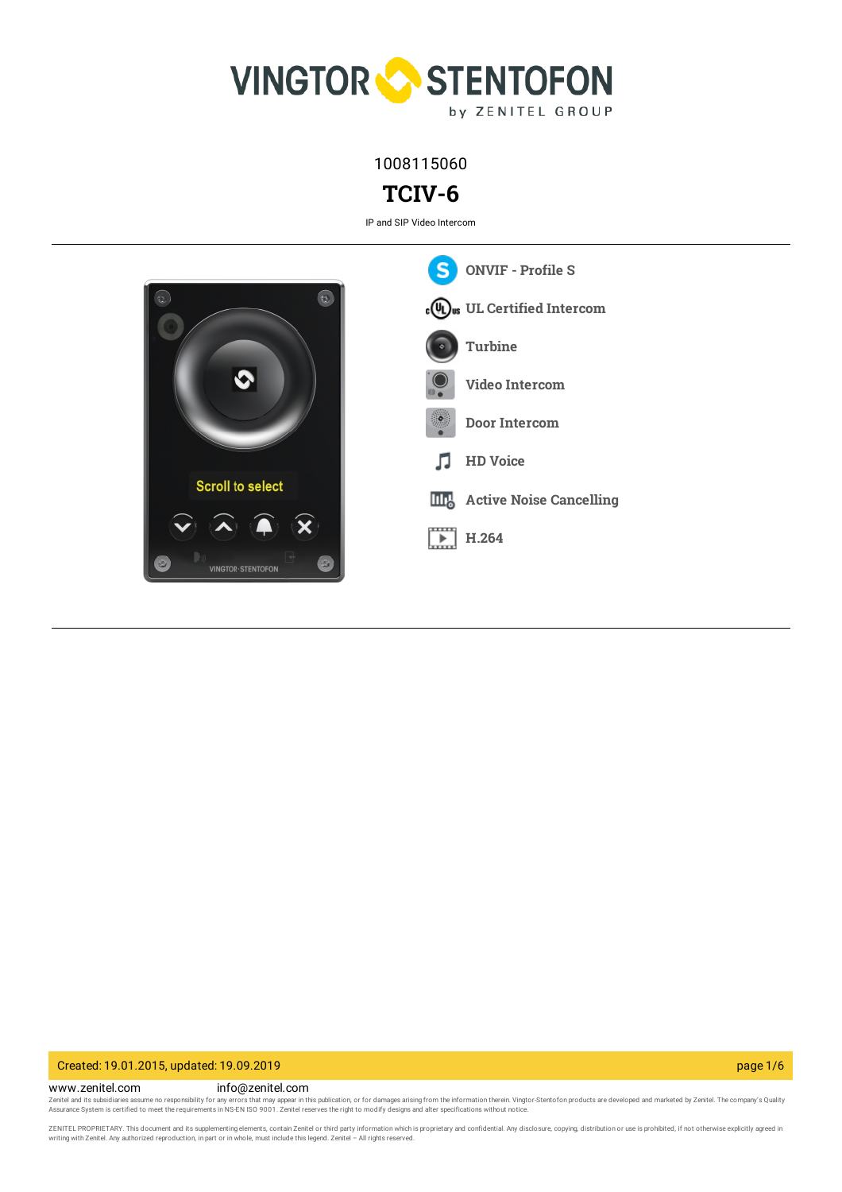1008115060

# TCIV-6

IP and SIP Video Intercom

- ONVIF - Profile S
- UL Certified Intercom
- Turbine
- Video Intercom
- Door Intercom
- HD Voice
- Active Noise Cancelling
- H.264

Created: 19.01.2015, updated: 19.09.2019

www.zenitel.com info@zenitel.com

Zenitel and its subsidiaries assume no responsibility for any errors that may appear in this publication, or for damages arising from the information therein. Vingtor-Stentofon products are developed and marketed by Zenitel. The company's Quality Assurance System is certified to meet the requirements in NS-EN ISO 9001. Zenitel reserves the right to modify designs and alter specifications without notice.

ZENITEL PROPRIETARY. This document and its supplementing elements, contain Zenitel or third party information which is proprietary and confidential. Any disclosure, copying, distribution or use is prohibited, if not otherwise explicitly agreed in writing with Zenitel. Any authorized reproduction, in part or in whole, must include this legend. Zenitel – All rights reserved.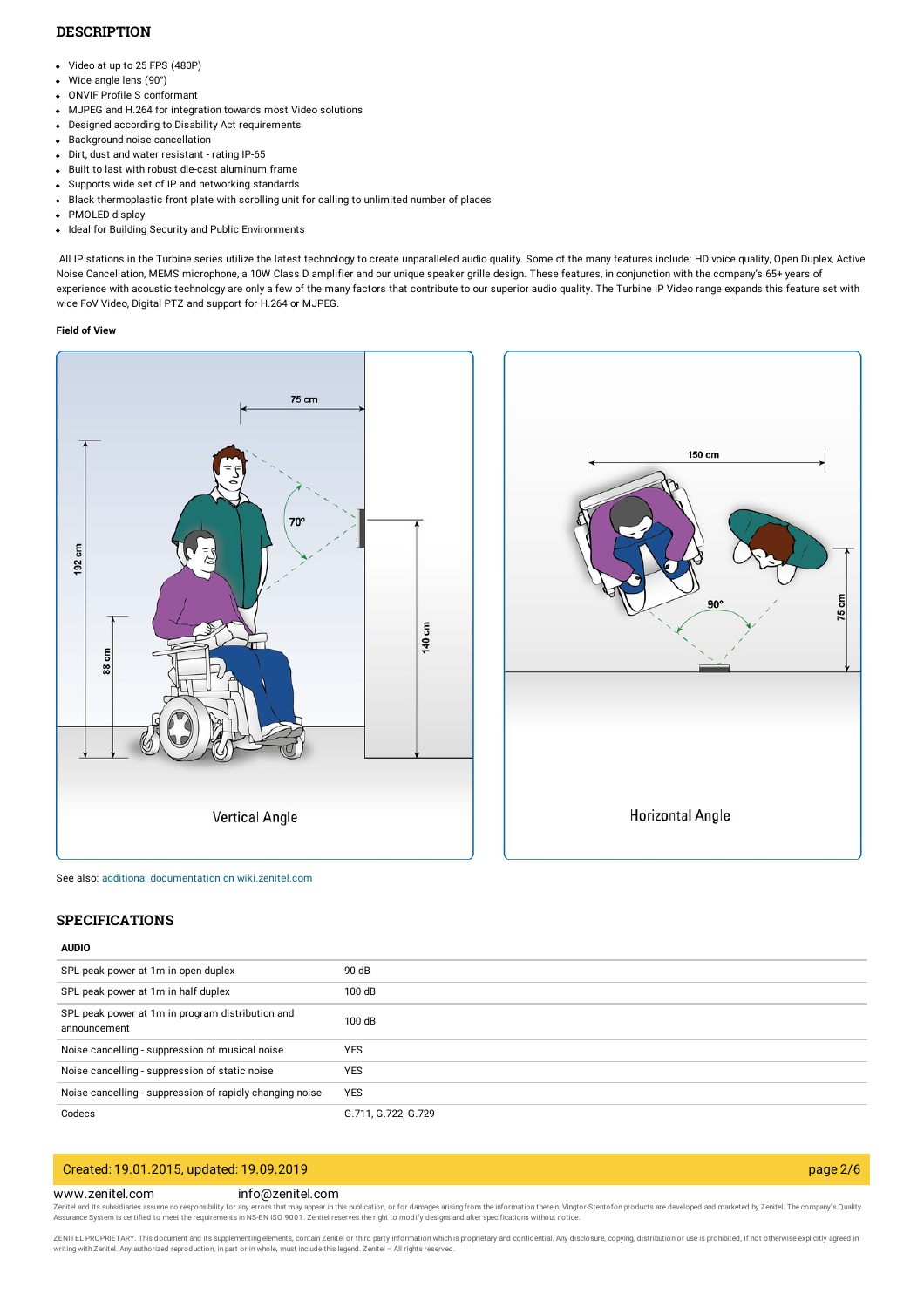## DESCRIPTION

- Video at up to 25 FPS (480P)
- Wide angle lens (90°)
- ONVIF Profile S conformant
- MJPEG and H.264 for integration towards most Video solutions
- Designed according to Disability Act requirements
- Background noise cancellation
- Dirt, dust and water resistant - rating IP-65
- Built to last with robust die-cast aluminum frame
- Supports wide set of IP and networking standards
- Black thermoplastic front plate with scrolling unit for calling to unlimited number of places
- PMOLED display
- Ideal for Building Security and Public Environments

All IP stations in the Turbine series utilize the latest technology to create unparalleled audio quality. Some of the many features include: HD voice quality, Open Duplex, Active Noise Cancellation, MEMS microphone, a 10W Class D amplifier and our unique speaker grille design. These features, in conjunction with the company's 65+ years of experience with acoustic technology are only a few of the many factors that contribute to our superior audio quality. The Turbine IP Video range expands this feature set with wide FoV Video, Digital PTZ and support for H.264 or MJPEG.

**Field of View**

75 cm
70°
192 cm
88 cm
140 cm

Vertical Angle

150 cm
90°
75 cm

Horizontal Angle

See also: additional documentation on wiki.zenitel.com

## SPECIFICATIONS

**AUDIO**

| | |
|---|---|
| SPL peak power at 1m in open duplex | 90 dB |
| SPL peak power at 1m in half duplex | 100 dB |
| SPL peak power at 1m in program distribution and announcement | 100 dB |
| Noise cancelling - suppression of musical noise | YES |
| Noise cancelling - suppression of static noise | YES |
| Noise cancelling - suppression of rapidly changing noise | YES |
| Codecs | G.711, G.722, G.729 |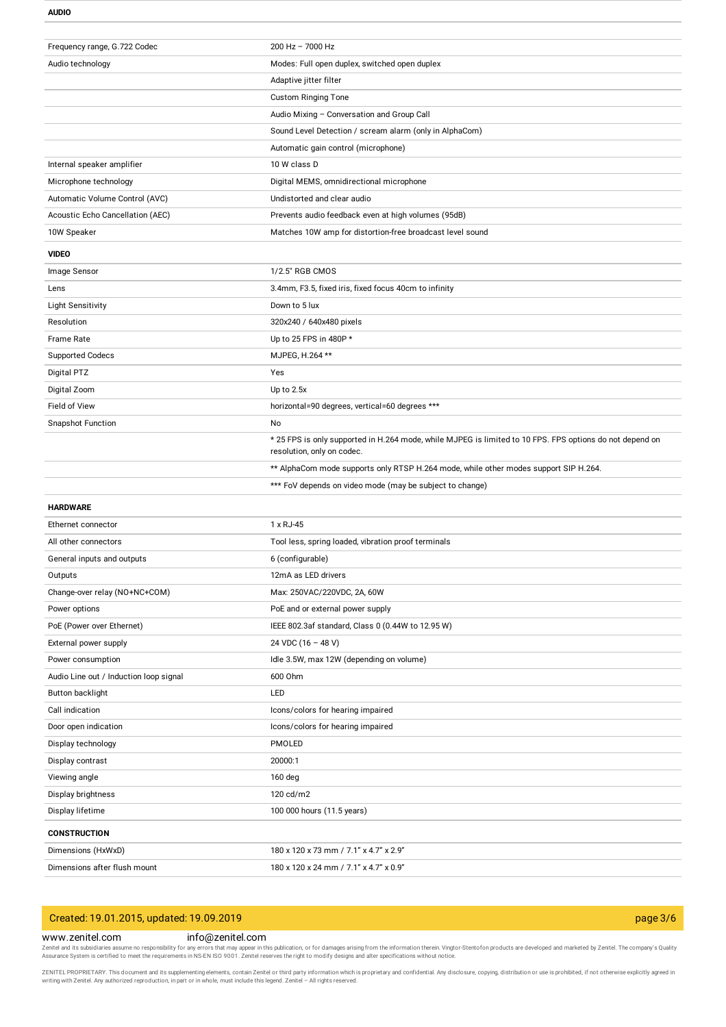| **AUDIO** | |
|---|---|
| Frequency range, G.722 Codec | 200 Hz – 7000 Hz |
| Audio technology | Modes: Full open duplex, switched open duplex |
| | Adaptive jitter filter |
| | Custom Ringing Tone |
| | Audio Mixing – Conversation and Group Call |
| | Sound Level Detection / scream alarm (only in AlphaCom) |
| | Automatic gain control (microphone) |
| Internal speaker amplifier | 10 W class D |
| Microphone technology | Digital MEMS, omnidirectional microphone |
| Automatic Volume Control (AVC) | Undistorted and clear audio |
| Acoustic Echo Cancellation (AEC) | Prevents audio feedback even at high volumes (95dB) |
| 10W Speaker | Matches 10W amp for distortion-free broadcast level sound |

| **VIDEO** | |
|---|---|
| Image Sensor | 1/2.5" RGB CMOS |
| Lens | 3.4mm, F3.5, fixed iris, fixed focus 40cm to infinity |
| Light Sensitivity | Down to 5 lux |
| Resolution | 320x240 / 640x480 pixels |
| Frame Rate | Up to 25 FPS in 480P * |
| Supported Codecs | MJPEG, H.264 ** |
| Digital PTZ | Yes |
| Digital Zoom | Up to 2.5x |
| Field of View | horizontal=90 degrees, vertical=60 degrees *** |
| Snapshot Function | No |
| | * 25 FPS is only supported in H.264 mode, while MJPEG is limited to 10 FPS. FPS options do not depend on resolution, only on codec. |
| | ** AlphaCom mode supports only RTSP H.264 mode, while other modes support SIP H.264. |
| | *** FoV depends on video mode (may be subject to change) |

| **HARDWARE** | |
|---|---|
| Ethernet connector | 1 x RJ-45 |
| All other connectors | Tool less, spring loaded, vibration proof terminals |
| General inputs and outputs | 6 (configurable) |
| Outputs | 12mA as LED drivers |
| Change-over relay (NO+NC+COM) | Max: 250VAC/220VDC, 2A, 60W |
| Power options | PoE and or external power supply |
| PoE (Power over Ethernet) | IEEE 802.3af standard, Class 0 (0.44W to 12.95 W) |
| External power supply | 24 VDC (16 – 48 V) |
| Power consumption | Idle 3.5W, max 12W (depending on volume) |
| Audio Line out / Induction loop signal | 600 Ohm |
| Button backlight | LED |
| Call indication | Icons/colors for hearing impaired |
| Door open indication | Icons/colors for hearing impaired |
| Display technology | PMOLED |
| Display contrast | 20000:1 |
| Viewing angle | 160 deg |
| Display brightness | 120 cd/m2 |
| Display lifetime | 100 000 hours (11.5 years) |

| **CONSTRUCTION** | |
|---|---|
| Dimensions (HxWxD) | 180 x 120 x 73 mm / 7.1" x 4.7" x 2.9" |
| Dimensions after flush mount | 180 x 120 x 24 mm / 7.1" x 4.7" x 0.9" |

Created: 19.01.2015, updated: 19.09.2019

www.zenitel.com info@zenitel.com

Zenitel and its subsidiaries assume no responsibility for any errors that may appear in this publication, or for damages arising from the information therein. Vingtor-Stentofon products are developed and marketed by Zenitel. The company's Quality Assurance System is certified to meet the requirements in NS-EN ISO 9001. Zenitel reserves the right to modify designs and alter specifications without notice.

ZENITEL PROPRIETARY. This document and its supplementing elements, contain Zenitel or third party information which is proprietary and confidential. Any disclosure, copying, distribution or use is prohibited, if not otherwise explicitly agreed in writing with Zenitel. Any authorized reproduction, in part or in whole, must include this legend. Zenitel – All rights reserved.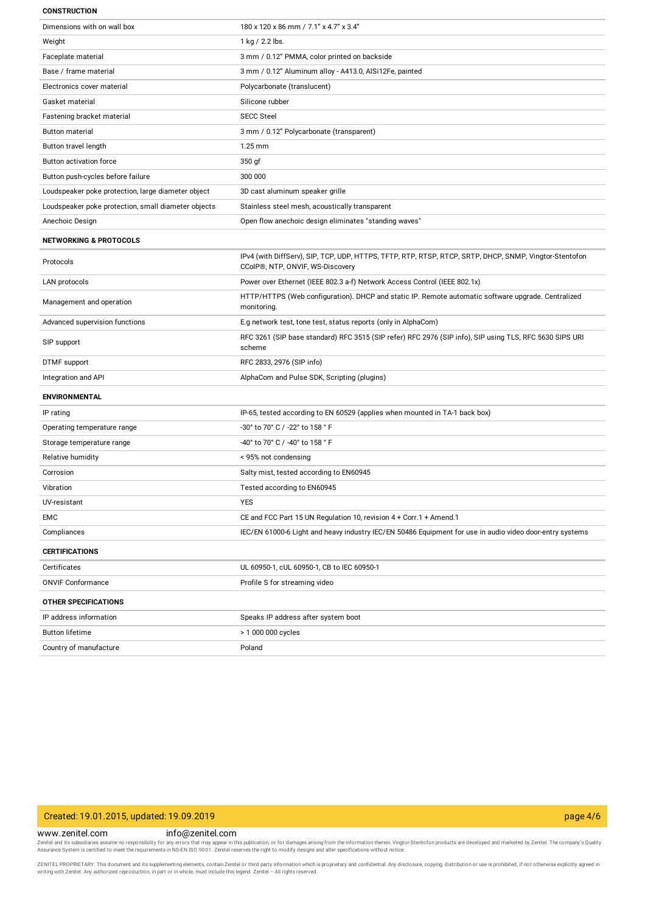## CONSTRUCTION

| | |
|---|---|
| Dimensions with on wall box | 180 x 120 x 86 mm / 7.1" x 4.7" x 3.4" |
| Weight | 1 kg / 2.2 lbs. |
| Faceplate material | 3 mm / 0.12" PMMA, color printed on backside |
| Base / frame material | 3 mm / 0.12" Aluminum alloy - A413.0, AlSi12Fe, painted |
| Electronics cover material | Polycarbonate (translucent) |
| Gasket material | Silicone rubber |
| Fastening bracket material | SECC Steel |
| Button material | 3 mm / 0.12" Polycarbonate (transparent) |
| Button travel length | 1.25 mm |
| Button activation force | 350 gf |
| Button push-cycles before failure | 300 000 |
| Loudspeaker poke protection, large diameter object | 3D cast aluminum speaker grille |
| Loudspeaker poke protection, small diameter objects | Stainless steel mesh, acoustically transparent |
| Anechoic Design | Open flow anechoic design eliminates "standing waves" |

## NETWORKING & PROTOCOLS

| | |
|---|---|
| Protocols | IPv4 (with DiffServ), SIP, TCP, UDP, HTTPS, TFTP, RTP, RTSP, RTCP, SRTP, DHCP, SNMP, Vingtor-Stentofon CCoIP®, NTP, ONVIF, WS-Discovery |
| LAN protocols | Power over Ethernet (IEEE 802.3 a-f) Network Access Control (IEEE 802.1x) |
| Management and operation | HTTP/HTTPS (Web configuration). DHCP and static IP. Remote automatic software upgrade. Centralized monitoring. |
| Advanced supervision functions | E.g network test, tone test, status reports (only in AlphaCom) |
| SIP support | RFC 3261 (SIP base standard) RFC 3515 (SIP refer) RFC 2976 (SIP info), SIP using TLS, RFC 5630 SIPS URI scheme |
| DTMF support | RFC 2833, 2976 (SIP info) |
| Integration and API | AlphaCom and Pulse SDK, Scripting (plugins) |

## ENVIRONMENTAL

| | |
|---|---|
| IP rating | IP-65, tested according to EN 60529 (applies when mounted in TA-1 back box) |
| Operating temperature range | -30° to 70° C / -22° to 158 ° F |
| Storage temperature range | -40° to 70° C / -40° to 158 ° F |
| Relative humidity | < 95% not condensing |
| Corrosion | Salty mist, tested according to EN60945 |
| Vibration | Tested according to EN60945 |
| UV-resistant | YES |
| EMC | CE and FCC Part 15 UN Regulation 10, revision 4 + Corr.1 + Amend.1 |
| Compliances | IEC/EN 61000-6 Light and heavy industry IEC/EN 50486 Equipment for use in audio video door-entry systems |

## CERTIFICATIONS

| | |
|---|---|
| Certificates | UL 60950-1, cUL 60950-1, CB to IEC 60950-1 |
| ONVIF Conformance | Profile S for streaming video |

## OTHER SPECIFICATIONS

| | |
|---|---|
| IP address information | Speaks IP address after system boot |
| Button lifetime | > 1 000 000 cycles |
| Country of manufacture | Poland |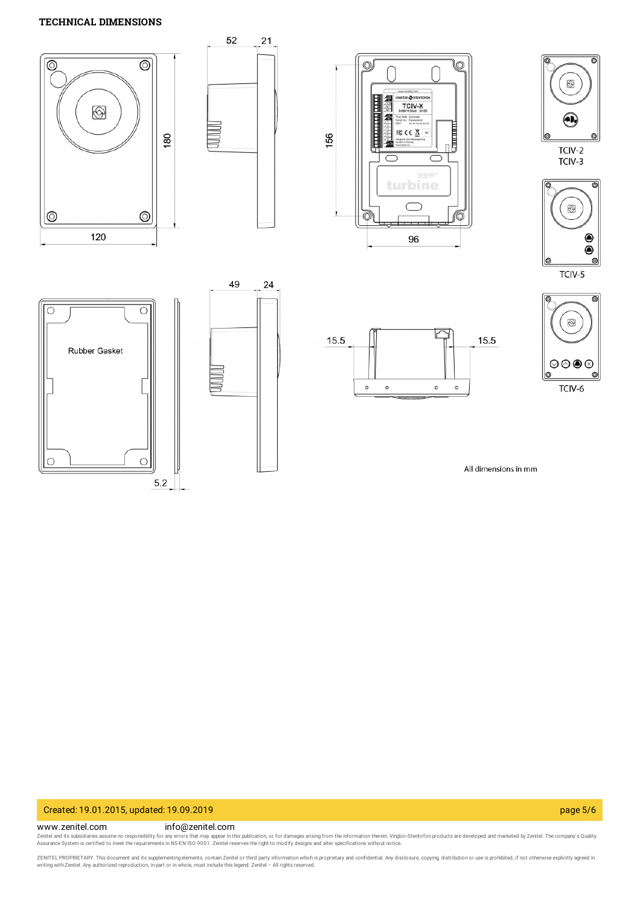## TECHNICAL DIMENSIONS

52 21

180

120

156

96

TCIV-2
TCIV-3

TCIV-5

49 24

Rubber Gasket

5.2

15.5 15.5

TCIV-6

All dimensions in mm

Created: 19.01.2015, updated: 19.09.2019

www.zenitel.com info@zenitel.com

Zenitel and its subsidiaries assume no responsibility for any errors that may appear in this publication, or for damages arising from the information therein. Vingtor-Stentofon products are developed and marketed by Zenitel. The company's Quality Assurance System is certified to meet the requirements in NS-EN ISO 9001. Zenitel reserves the right to modify designs and alter specifications without notice.

ZENITEL PROPRIETARY. This document and its supplementing elements, contain Zenitel or third party information which is proprietary and confidential. Any disclosure, copying, distribution or use is prohibited, if not otherwise explicitly agreed in writing with Zenitel. Any authorized reproduction, in part or in whole, must include this legend. Zenitel – All rights reserved.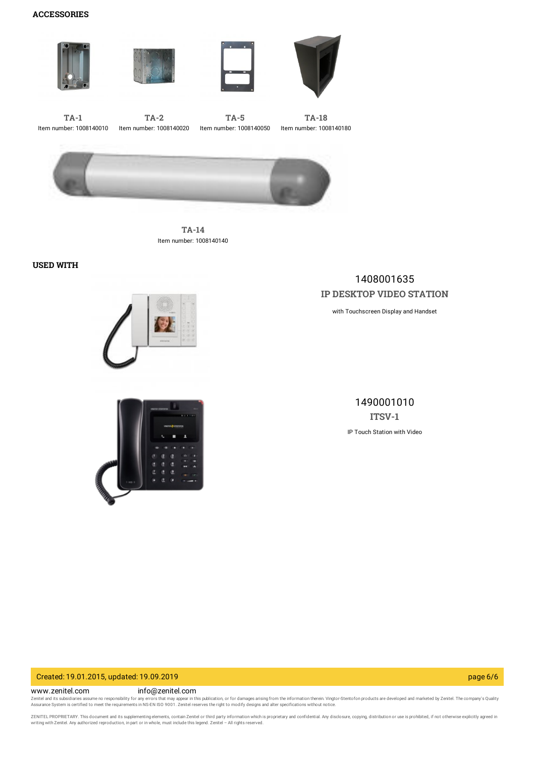## ACCESSORIES

**TA-1**
Item number: 1008140010

**TA-2**
Item number: 1008140020

**TA-5**
Item number: 1008140050

**TA-18**
Item number: 1008140180

**TA-14**
Item number: 1008140140

## USED WITH

1408001635
**IP DESKTOP VIDEO STATION**

with Touchscreen Display and Handset

1490001010
**ITSV-1**

IP Touch Station with Video

Created: 19.01.2015, updated: 19.09.2019

www.zenitel.com info@zenitel.com

Zenitel and its subsidiaries assume no responsibility for any errors that may appear in this publication, or for damages arising from the information therein. Vingtor-Stentofon products are developed and marketed by Zenitel. The company's Quality Assurance System is certified to meet the requirements in NS-EN ISO 9001. Zenitel reserves the right to modify designs and alter specifications without notice.

ZENITEL PROPRIETARY. This document and its supplementing elements, contain Zenitel or third party information which is proprietary and confidential. Any disclosure, copying, distribution or use is prohibited, if not otherwise explicitly agreed in writing with Zenitel. Any authorized reproduction, in part or in whole, must include this legend. Zenitel – All rights reserved.